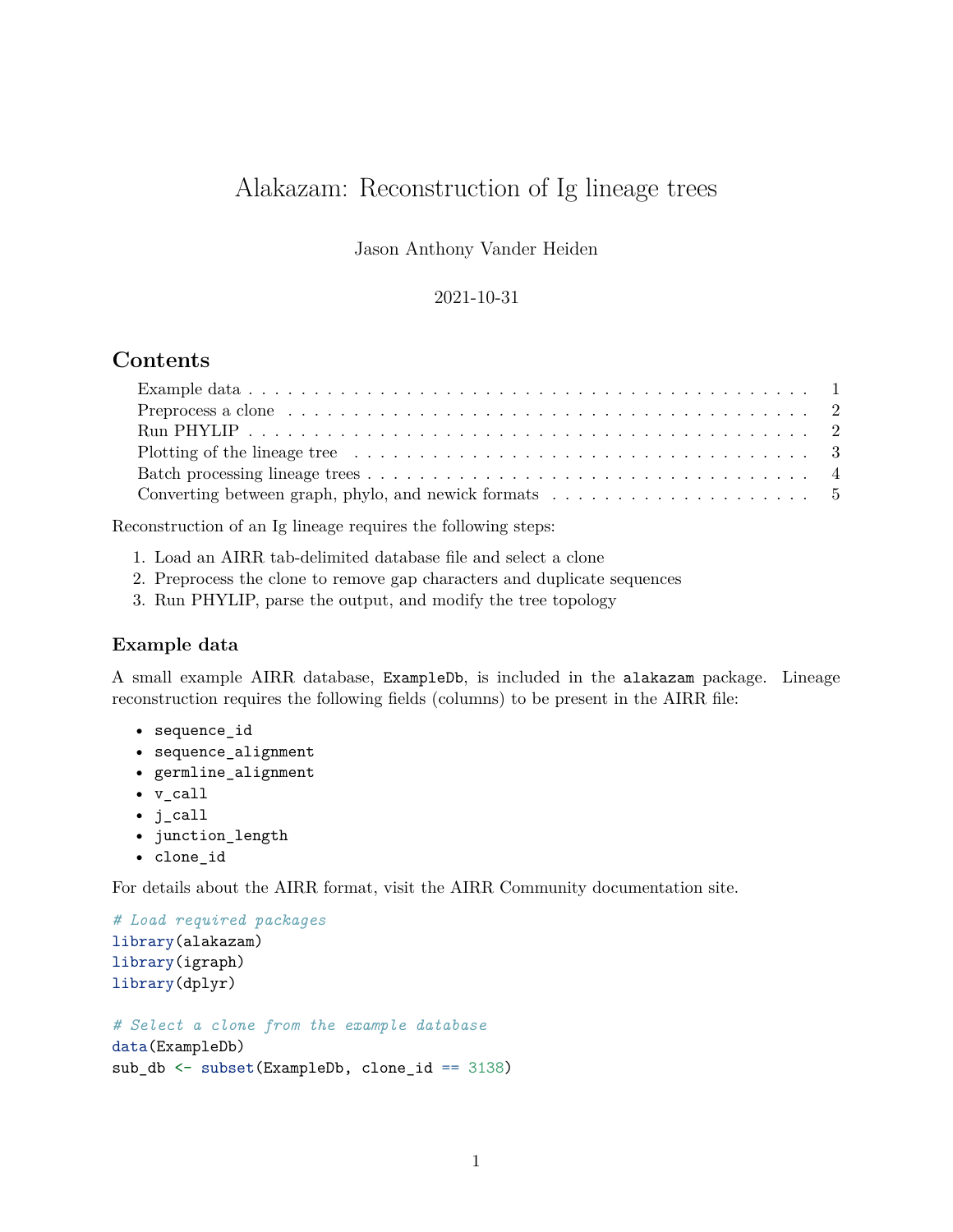# Alakazam: Reconstruction of Ig lineage trees

Jason Anthony Vander Heiden

2021-10-31

## Contents

- Example data . . . 1
- Preprocess a clone . . . 2
- Run PHYLIP . . . 2
- Plotting of the lineage tree . . . 3
- Batch processing lineage trees . . . 4
- Converting between graph, phylo, and newick formats . . . 5

Reconstruction of an Ig lineage requires the following steps:

1. Load an AIRR tab-delimited database file and select a clone
2. Preprocess the clone to remove gap characters and duplicate sequences
3. Run PHYLIP, parse the output, and modify the tree topology

### Example data

A small example AIRR database, `ExampleDb`, is included in the `alakazam` package. Lineage reconstruction requires the following fields (columns) to be present in the AIRR file:

- `sequence_id`
- `sequence_alignment`
- `germline_alignment`
- `v_call`
- `j_call`
- `junction_length`
- `clone_id`

For details about the AIRR format, visit the AIRR Community documentation site.

```
# Load required packages
library(alakazam)
library(igraph)
library(dplyr)

# Select a clone from the example database
data(ExampleDb)
sub_db <- subset(ExampleDb, clone_id == 3138)
```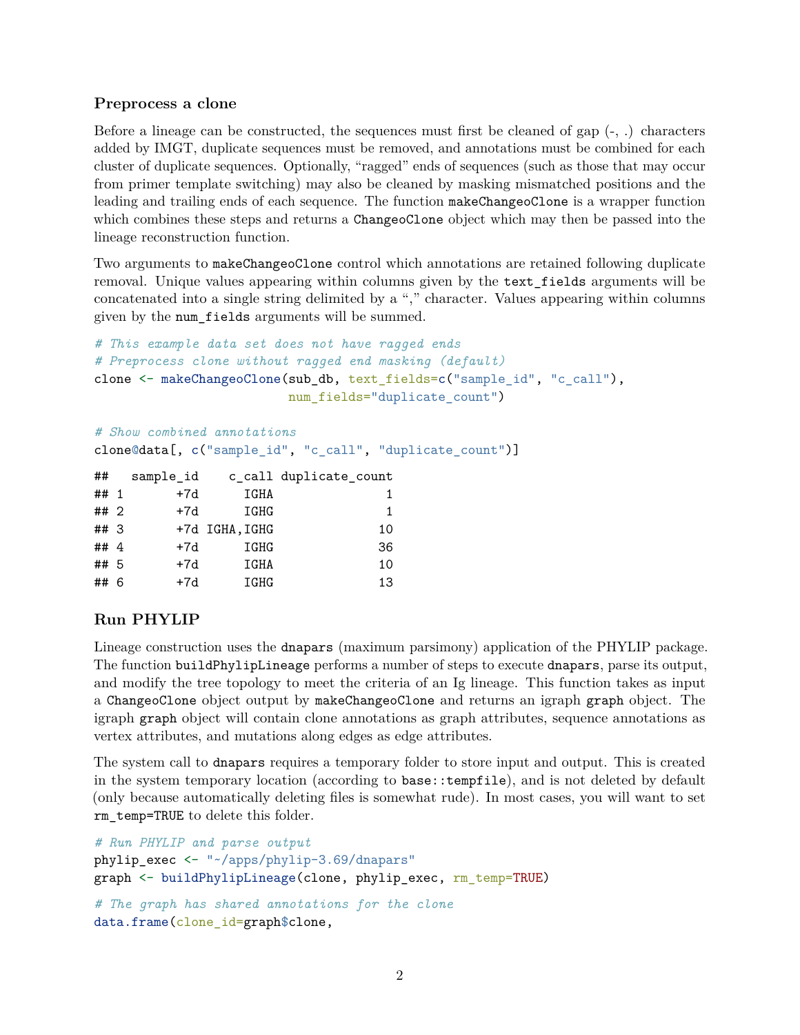### Preprocess a clone

Before a lineage can be constructed, the sequences must first be cleaned of gap (-, .) characters added by IMGT, duplicate sequences must be removed, and annotations must be combined for each cluster of duplicate sequences. Optionally, "ragged" ends of sequences (such as those that may occur from primer template switching) may also be cleaned by masking mismatched positions and the leading and trailing ends of each sequence. The function `makeChangeoClone` is a wrapper function which combines these steps and returns a `ChangeoClone` object which may then be passed into the lineage reconstruction function.

Two arguments to `makeChangeoClone` control which annotations are retained following duplicate removal. Unique values appearing within columns given by the `text_fields` arguments will be concatenated into a single string delimited by a "," character. Values appearing within columns given by the `num_fields` arguments will be summed.

```
# This example data set does not have ragged ends
# Preprocess clone without ragged end masking (default)
clone <- makeChangeoClone(sub_db, text_fields=c("sample_id", "c_call"),
                          num_fields="duplicate_count")

# Show combined annotations
clone@data[, c("sample_id", "c_call", "duplicate_count")]
```

```
##   sample_id    c_call duplicate_count
## 1       +7d      IGHA               1
## 2       +7d      IGHG               1
## 3       +7d IGHA,IGHG              10
## 4       +7d      IGHG              36
## 5       +7d      IGHA              10
## 6       +7d      IGHG              13
```

### Run PHYLIP

Lineage construction uses the `dnapars` (maximum parsimony) application of the PHYLIP package. The function `buildPhylipLineage` performs a number of steps to execute `dnapars`, parse its output, and modify the tree topology to meet the criteria of an Ig lineage. This function takes as input a `ChangeoClone` object output by `makeChangeoClone` and returns an igraph `graph` object. The igraph `graph` object will contain clone annotations as graph attributes, sequence annotations as vertex attributes, and mutations along edges as edge attributes.

The system call to `dnapars` requires a temporary folder to store input and output. This is created in the system temporary location (according to `base::tempfile`), and is not deleted by default (only because automatically deleting files is somewhat rude). In most cases, you will want to set `rm_temp=TRUE` to delete this folder.

```
# Run PHYLIP and parse output
phylip_exec <- "~/apps/phylip-3.69/dnapars"
graph <- buildPhylipLineage(clone, phylip_exec, rm_temp=TRUE)

# The graph has shared annotations for the clone
data.frame(clone_id=graph$clone,
```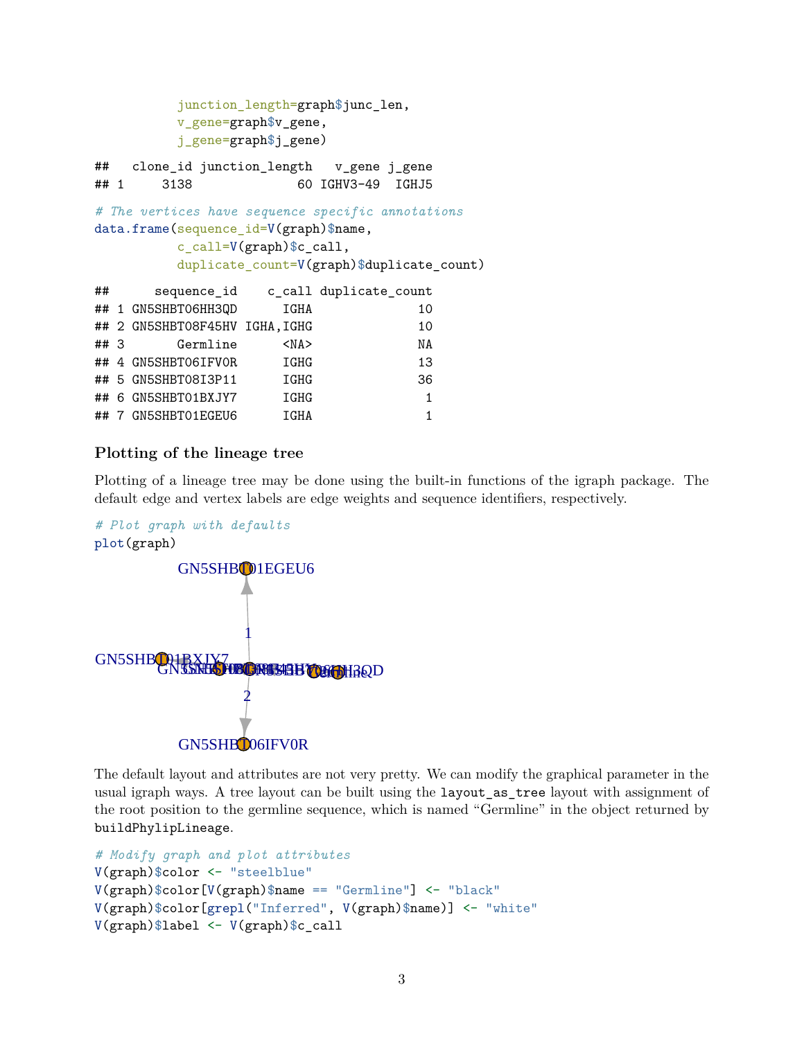```
           junction_length=graph$junc_len,
           v_gene=graph$v_gene,
           j_gene=graph$j_gene)
```

```
##   clone_id junction_length   v_gene j_gene
## 1     3138              60 IGHV3-49  IGHJ5
```

```
# The vertices have sequence specific annotations
data.frame(sequence_id=V(graph)$name,
           c_call=V(graph)$c_call,
           duplicate_count=V(graph)$duplicate_count)
```

```
##      sequence_id    c_call duplicate_count
## 1 GN5SHBT06HH3QD      IGHA              10
## 2 GN5SHBT08F45HV IGHA,IGHG              10
## 3       Germline      <NA>              NA
## 4 GN5SHBT06IFV0R      IGHG              13
## 5 GN5SHBT08I3P11      IGHG              36
## 6 GN5SHBT01BXJY7      IGHG               1
## 7 GN5SHBT01EGEU6      IGHA               1
```

### Plotting of the lineage tree

Plotting of a lineage tree may be done using the built-in functions of the igraph package. The default edge and vertex labels are edge weights and sequence identifiers, respectively.

```
# Plot graph with defaults
plot(graph)
```

The default layout and attributes are not very pretty. We can modify the graphical parameter in the usual igraph ways. A tree layout can be built using the `layout_as_tree` layout with assignment of the root position to the germline sequence, which is named "Germline" in the object returned by `buildPhylipLineage`.

```
# Modify graph and plot attributes
V(graph)$color <- "steelblue"
V(graph)$color[V(graph)$name == "Germline"] <- "black"
V(graph)$color[grepl("Inferred", V(graph)$name)] <- "white"
V(graph)$label <- V(graph)$c_call
```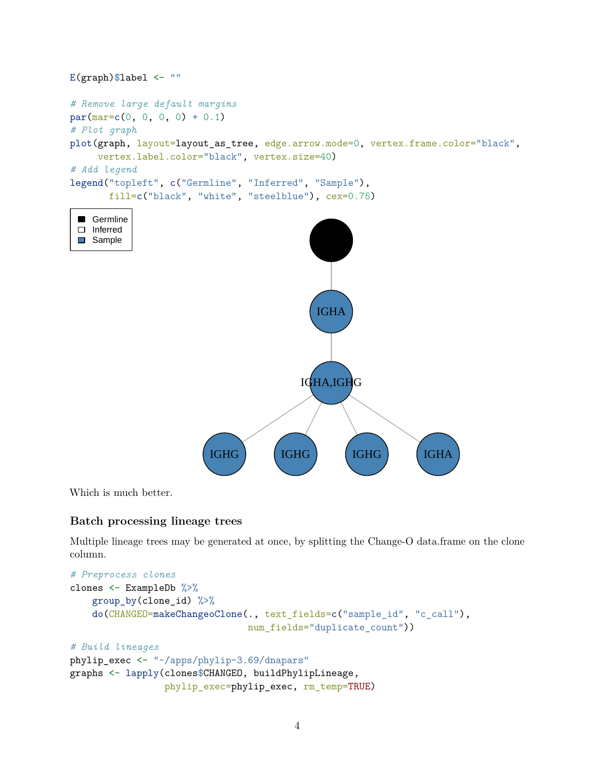```r
E(graph)$label <- ""

# Remove large default margins
par(mar=c(0, 0, 0, 0) + 0.1)
# Plot graph
plot(graph, layout=layout_as_tree, edge.arrow.mode=0, vertex.frame.color="black",
     vertex.label.color="black", vertex.size=40)
# Add legend
legend("topleft", c("Germline", "Inferred", "Sample"),
       fill=c("black", "white", "steelblue"), cex=0.75)
```

Which is much better.

### Batch processing lineage trees

Multiple lineage trees may be generated at once, by splitting the Change-O data.frame on the clone column.

```r
# Preprocess clones
clones <- ExampleDb %>%
    group_by(clone_id) %>%
    do(CHANGEO=makeChangeoClone(., text_fields=c("sample_id", "c_call"),
                                num_fields="duplicate_count"))

# Build lineages
phylip_exec <- "~/apps/phylip-3.69/dnapars"
graphs <- lapply(clones$CHANGEO, buildPhylipLineage,
                 phylip_exec=phylip_exec, rm_temp=TRUE)
```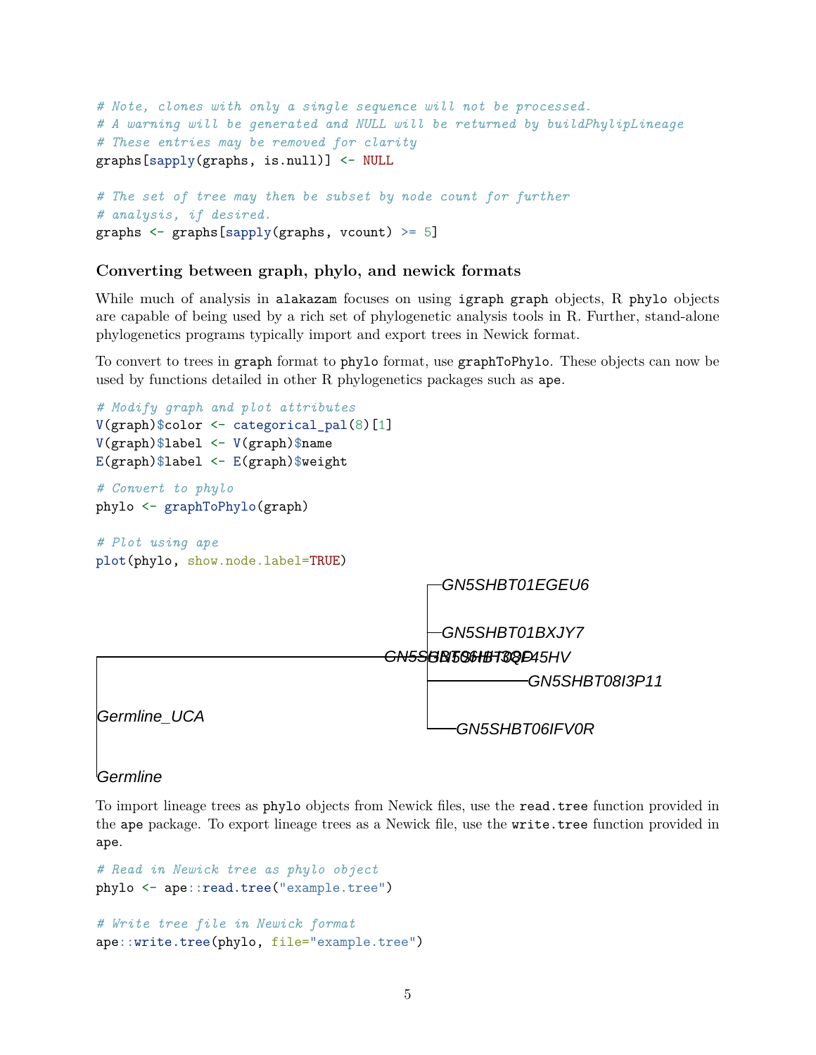```r
# Note, clones with only a single sequence will not be processed.
# A warning will be generated and NULL will be returned by buildPhylipLineage
# These entries may be removed for clarity
graphs[sapply(graphs, is.null)] <- NULL

# The set of tree may then be subset by node count for further
# analysis, if desired.
graphs <- graphs[sapply(graphs, vcount) >= 5]
```

### Converting between graph, phylo, and newick formats

While much of analysis in `alakazam` focuses on using `igraph graph` objects, R `phylo` objects are capable of being used by a rich set of phylogenetic analysis tools in R. Further, stand-alone phylogenetics programs typically import and export trees in Newick format.

To convert to trees in `graph` format to `phylo` format, use `graphToPhylo`. These objects can now be used by functions detailed in other R phylogenetics packages such as `ape`.

```r
# Modify graph and plot attributes
V(graph)$color <- categorical_pal(8)[1]
V(graph)$label <- V(graph)$name
E(graph)$label <- E(graph)$weight

# Convert to phylo
phylo <- graphToPhylo(graph)

# Plot using ape
plot(phylo, show.node.label=TRUE)
```

GN5SHBT01EGEU6

GN5SHBT01BXJY7

GN5SHBT06HH3QD GN5SHBT03P45HV

GN5SHBT08I3P11

GN5SHBT06IFV0R

Germline_UCA

Germline

To import lineage trees as `phylo` objects from Newick files, use the `read.tree` function provided in the `ape` package. To export lineage trees as a Newick file, use the `write.tree` function provided in `ape`.

```r
# Read in Newick tree as phylo object
phylo <- ape::read.tree("example.tree")

# Write tree file in Newick format
ape::write.tree(phylo, file="example.tree")
```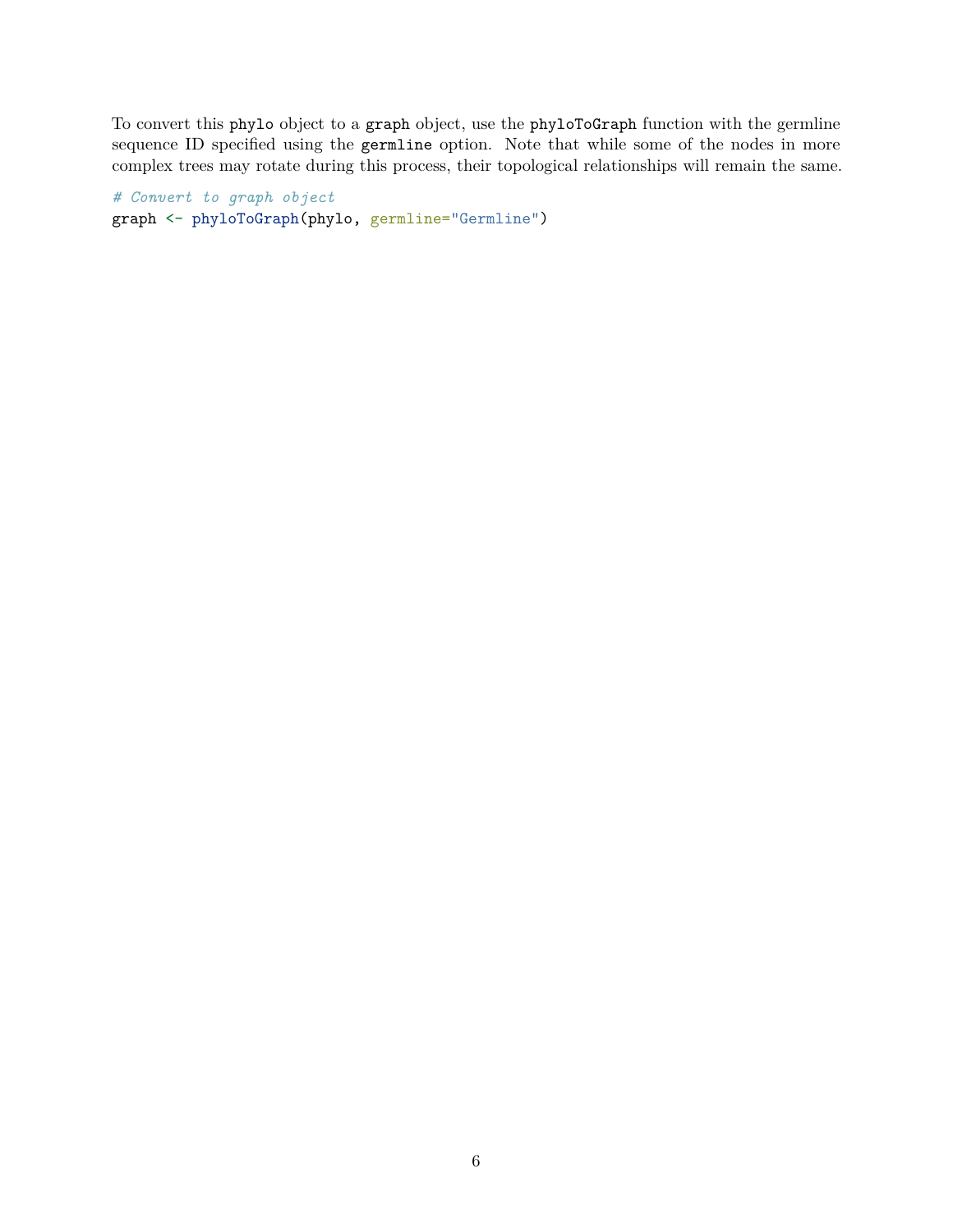To convert this `phylo` object to a `graph` object, use the `phyloToGraph` function with the germline sequence ID specified using the `germline` option. Note that while some of the nodes in more complex trees may rotate during this process, their topological relationships will remain the same.

```
# Convert to graph object
graph <- phyloToGraph(phylo, germline="Germline")
```